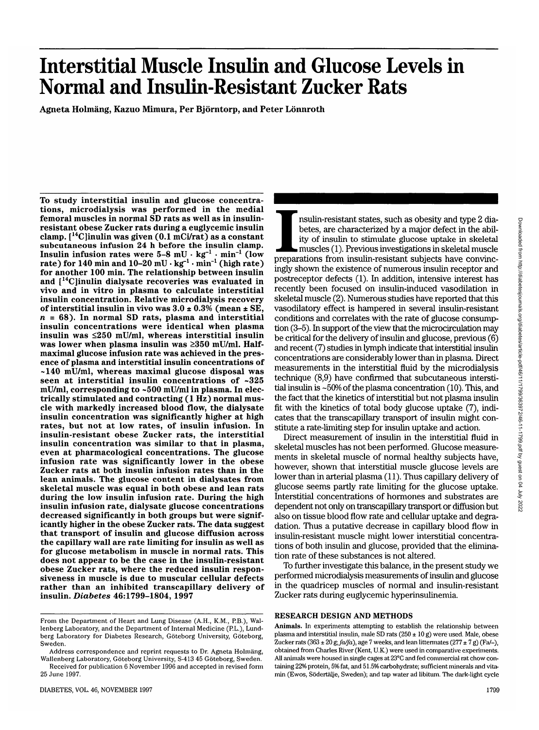# Interstitial Muscle Insulin and Glucose Levels in Normal and Insulin-Resistant Zucker Rats

Agneta Holmäng, Kazuo Mimura, Per Björntorp, and Peter Lönnroth

**To study interstitial insulin and glucose concentrations, microdialysis was performed in the medial femoral muscles in normal SD rats as well as in insulin-resistant obese Zucker rats during a euglycemic insulin clamp. [$^{14}$C]inulin was given (0.1 mCi/rat) as a constant subcutaneous infusion 24 h before the insulin clamp. Insulin infusion rates were 5–8 mU · kg$^{-1}$ · min$^{-1}$ (low rate) for 140 min and 10–20 mU · kg$^{-1}$ · min$^{-1}$ (high rate) for another 100 min. The relationship between insulin and [$^{14}$C]inulin dialysate recoveries was evaluated in vivo and in vitro in plasma to calculate interstitial insulin concentration. Relative microdialysis recovery of interstitial insulin in vivo was 3.0 ± 0.3% (mean ± SE, $n$ = 68). In normal SD rats, plasma and interstitial insulin concentrations were identical when plasma insulin was ≤250 mU/ml, whereas interstitial insulin was lower when plasma insulin was ≥350 mU/ml. Half-maximal glucose infusion rate was achieved in the presence of plasma and interstitial insulin concentrations of ~140 mU/ml, whereas maximal glucose disposal was seen at interstitial insulin concentrations of ~325 mU/ml, corresponding to ~500 mU/ml in plasma. In electrically stimulated and contracting (1 Hz) normal muscle with markedly increased blood flow, the dialysate insulin concentration was significantly higher at high rates, but not at low rates, of insulin infusion. In insulin-resistant obese Zucker rats, the interstitial insulin concentration was similar to that in plasma, even at pharmacological concentrations. The glucose infusion rate was significantly lower in the obese Zucker rats at both insulin infusion rates than in the lean animals. The glucose content in dialysates from skeletal muscle was equal in both obese and lean rats during the low insulin infusion rate. During the high insulin infusion rate, dialysate glucose concentrations decreased significantly in both groups but were significantly higher in the obese Zucker rats. The data suggest that transport of insulin and glucose diffusion across the capillary wall are rate limiting for insulin as well as for glucose metabolism in muscle in normal rats. This does not appear to be the case in the insulin-resistant obese Zucker rats, where the reduced insulin responsiveness in muscle is due to muscular cellular defects rather than an inhibited transcapillary delivery of insulin. *Diabetes* 46:1799–1804, 1997**

From the Department of Heart and Lung Disease (A.H., K.M., P.B.), Wallenberg Laboratory, and the Department of Internal Medicine (P.L.), Lundberg Laboratory for Diabetes Research, Göteborg University, Göteborg, Sweden.

Address correspondence and reprint requests to Dr. Agneta Holmäng, Wallenberg Laboratory, Göteborg University, S-413 45 Göteborg, Sweden.

Received for publication 6 November 1996 and accepted in revised form 25 June 1997.

Insulin-resistant states, such as obesity and type 2 diabetes, are characterized by a major defect in the ability of insulin to stimulate glucose uptake in skeletal muscles (1). Previous investigations in skeletal muscle preparations from insulin-resistant subjects have convincingly shown the existence of numerous insulin receptor and postreceptor defects (1). In addition, intensive interest has recently been focused on insulin-induced vasodilation in skeletal muscle (2). Numerous studies have reported that this vasodilatory effect is hampered in several insulin-resistant conditions and correlates with the rate of glucose consumption (3–5). In support of the view that the microcirculation may be critical for the delivery of insulin and glucose, previous (6) and recent (7) studies in lymph indicate that interstitial insulin concentrations are considerably lower than in plasma. Direct measurements in the interstitial fluid by the microdialysis technique (8,9) have confirmed that subcutaneous interstitial insulin is ~50% of the plasma concentration (10). This, and the fact that the kinetics of interstitial but not plasma insulin fit with the kinetics of total body glucose uptake (7), indicates that the transcapillary transport of insulin might constitute a rate-limiting step for insulin uptake and action.

Direct measurement of insulin in the interstitial fluid in skeletal muscles has not been performed. Glucose measurements in skeletal muscle of normal healthy subjects have, however, shown that interstitial muscle glucose levels are lower than in arterial plasma (11). Thus capillary delivery of glucose seems partly rate limiting for the glucose uptake. Interstitial concentrations of hormones and substrates are dependent not only on transcapillary transport or diffusion but also on tissue blood flow rate and cellular uptake and degradation. Thus a putative decrease in capillary blood flow in insulin-resistant muscle might lower interstitial concentrations of both insulin and glucose, provided that the elimination rate of these substances is not altered.

To further investigate this balance, in the present study we performed microdialysis measurements of insulin and glucose in the quadricep muscles of normal and insulin-resistant Zucker rats during euglycemic hyperinsulinemia.

## RESEARCH DESIGN AND METHODS

**Animals.** In experiments attempting to establish the relationship between plasma and interstitial insulin, male SD rats (250 ± 10 g) were used. Male, obese Zucker rats (363 ± 20 g; *fa/fa*), age 7 weeks, and lean littermates (277 ± 7 g) (Fa/–), obtained from Charles River (Kent, U.K.) were used in comparative experiments. All animals were housed in single cages at 23°C and fed commercial rat chow containing 22% protein, 5% fat, and 51.5% carbohydrate; sufficient minerals and vitamin (Ewos, Södertälje, Sweden); and tap water ad libitum. The dark-light cycle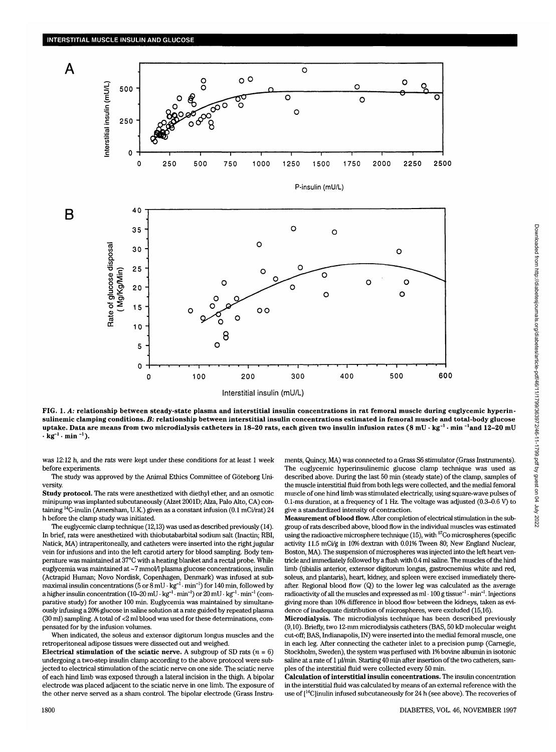FIG. 1. *A*: relationship between steady-state plasma and interstitial insulin concentrations in rat femoral muscle during euglycemic hyperinsulinemic clamping conditions. *B*: relationship between interstitial insulin concentrations estimated in femoral muscle and total-body glucose uptake. Data are means from two microdialysis catheters in 18–20 rats, each given two insulin infusion rates (8 mU · kg$^{-1}$ · min$^{-1}$ and 12–20 mU · kg$^{-1}$ · min$^{-1}$).

was 12:12 h, and the rats were kept under these conditions for at least 1 week before experiments.

The study was approved by the Animal Ethics Committee of Göteborg University.

**Study protocol.** The rats were anesthetized with diethyl ether, and an osmotic minipump was implanted subcutaneously (Alzet 2001D; Alza, Palo Alto, CA) containing $^{14}$C-inulin (Amersham, U.K.) given as a constant infusion (0.1 mCi/rat) 24 h before the clamp study was initiated.

The euglycemic clamp technique (12,13) was used as described previously (14). In brief, rats were anesthetized with thiobutabarbital sodium salt (Inactin; RBI, Natick, MA) intraperitoneally, and catheters were inserted into the right jugular vein for infusions and into the left carotid artery for blood sampling. Body temperature was maintained at 37°C with a heating blanket and a rectal probe. While euglycemia was maintained at ~7 mmol/l plasma glucose concentrations, insulin (Actrapid Human; Novo Nordisk, Copenhagen, Denmark) was infused at submaximal insulin concentrations (5 or 8 mU · kg$^{-1}$ · min$^{-1}$) for 140 min, followed by a higher insulin concentration (10–20 mU · kg$^{-1}$ · min$^{-1}$) or 20 mU · kg$^{-1}$ · min$^{-1}$ (comparative study) for another 100 min. Euglycemia was maintained by simultaneously infusing a 20% glucose in saline solution at a rate guided by repeated plasma (30 ml) sampling. A total of <2 ml blood was used for these determinations, compensated for by the infusion volumes.

When indicated, the soleus and extensor digitorum longus muscles and the retroperitoneal adipose tissues were dissected out and weighed.

**Electrical stimulation of the sciatic nerve.** A subgroup of SD rats ($n$ = 6) undergoing a two-step insulin clamp according to the above protocol were subjected to electrical stimulation of the sciatic nerve on one side. The sciatic nerve of each hind limb was exposed through a lateral incision in the thigh. A bipolar electrode was placed adjacent to the sciatic nerve in one limb. The exposure of the other nerve served as a sham control. The bipolar electrode (Grass Instruments, Quincy, MA) was connected to a Grass S6 stimulator (Grass Instruments). The euglycemic hyperinsulinemic glucose clamp technique was used as described above. During the last 50 min (steady state) of the clamp, samples of the muscle interstitial fluid from both legs were collected, and the medial femoral muscle of one hind limb was stimulated electrically, using square-wave pulses of 0.1-ms duration, at a frequency of 1 Hz. The voltage was adjusted (0.3–0.6 V) to give a standardized intensity of contraction.

**Measurement of blood flow.** After completion of electrical stimulation in the subgroup of rats described above, blood flow in the individual muscles was estimated using the radioactive microsphere technique (15), with $^{57}$Co microspheres (specific activity 11.5 mCi/g in 10% dextran with 0.01% Tween 80; New England Nuclear, Boston, MA). The suspension of microspheres was injected into the left heart ventricle and immediately followed by a flush with 0.4 ml saline. The muscles of the hind limb (tibialis anterior, extensor digitorum longus, gastrocnemius white and red, soleus, and plantaris), heart, kidney, and spleen were excised immediately thereafter. Regional blood flow (Q) to the lower leg was calculated as the average radioactivity of all the muscles and expressed as ml · 100 g tissue$^{-1}$ · min$^{-1}$. Injections giving more than 10% difference in blood flow between the kidneys, taken as evidence of inadequate distribution of microspheres, were excluded (15,16).

**Microdialysis.** The microdialysis technique has been described previously (9,10). Briefly, two 12-mm microdialysis catheters (BAS, 50 kD molecular weight cut-off; BAS, Indianapolis, IN) were inserted into the medial femoral muscle, one in each leg. After connecting the catheter inlet to a precision pump (Carnegie, Stockholm, Sweden), the system was perfused with 1% bovine albumin in isotonic saline at a rate of 1 µl/min. Starting 40 min after insertion of the two catheters, samples of the interstitial fluid were collected every 50 min.

**Calculation of interstitial insulin concentrations.** The insulin concentration in the interstitial fluid was calculated by means of an external reference with the use of [$^{14}$C]inulin infused subcutaneously for 24 h (see above). The recoveries of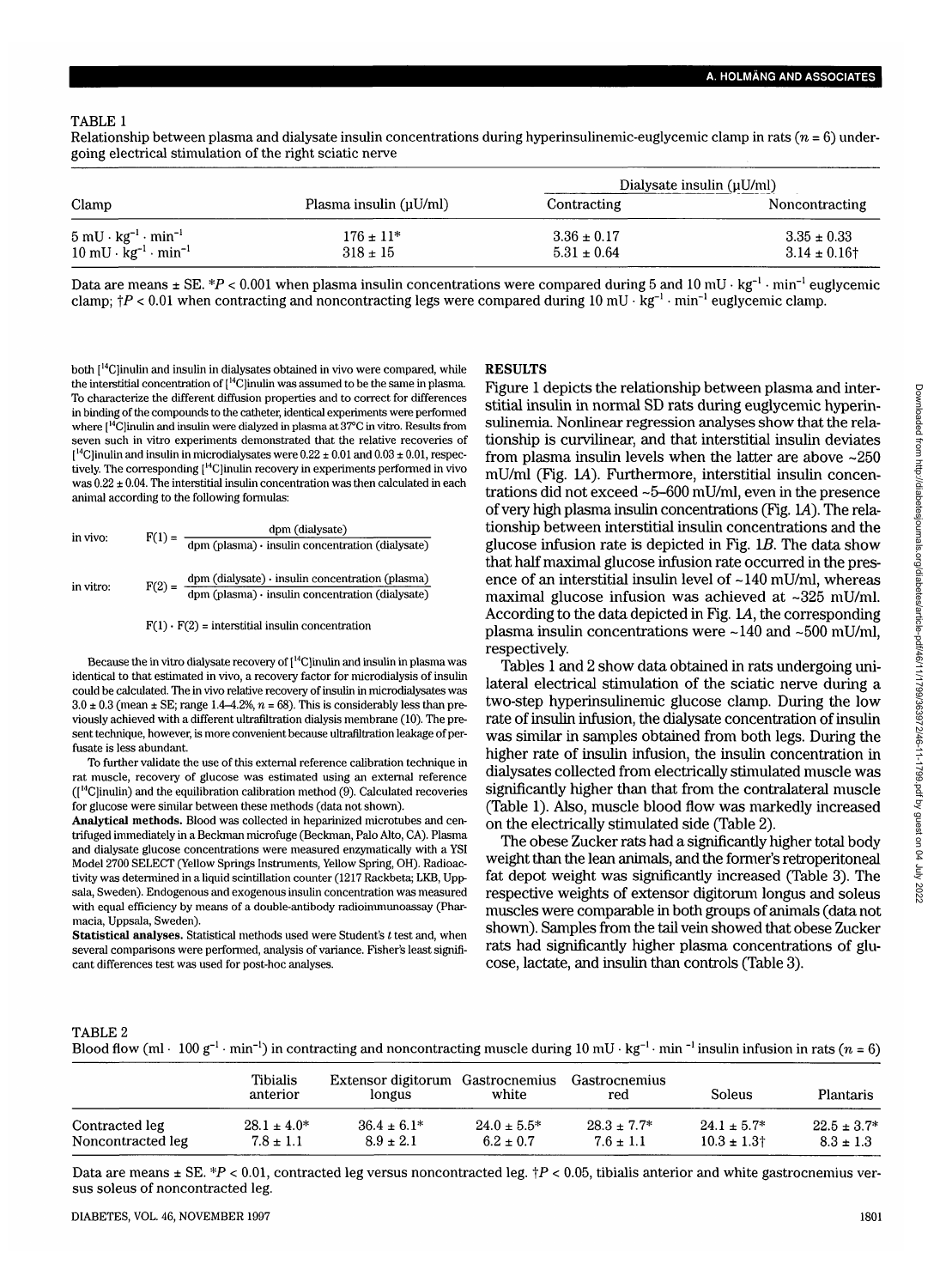TABLE 1

Relationship between plasma and dialysate insulin concentrations during hyperinsulinemic-euglycemic clamp in rats ($n = 6$) undergoing electrical stimulation of the right sciatic nerve

| Clamp | Plasma insulin (μU/ml) | Dialysate insulin (μU/ml) | |
|---|---|---|---|
| | | Contracting | Noncontracting |
| $5\ mU \cdot kg^{-1} \cdot min^{-1}$ | 176 ± 11* | 3.36 ± 0.17 | 3.35 ± 0.33 |
| $10\ mU \cdot kg^{-1} \cdot min^{-1}$ | 318 ± 15 | 5.31 ± 0.64 | 3.14 ± 0.16† |

Data are means ± SE. *$P < 0.001$ when plasma insulin concentrations were compared during 5 and $10\ mU \cdot kg^{-1} \cdot min^{-1}$ euglycemic clamp; †$P < 0.01$ when contracting and noncontracting legs were compared during $10\ mU \cdot kg^{-1} \cdot min^{-1}$ euglycemic clamp.

both [$^{14}$C]inulin and insulin in dialysates obtained in vivo were compared, while the interstitial concentration of [$^{14}$C]inulin was assumed to be the same in plasma. To characterize the different diffusion properties and to correct for differences in binding of the compounds to the catheter, identical experiments were performed where [$^{14}$C]inulin and insulin were dialyzed in plasma at 37°C in vitro. Results from seven such in vitro experiments demonstrated that the relative recoveries of [$^{14}$C]inulin and insulin in microdialysates were 0.22 ± 0.01 and 0.03 ± 0.01, respectively. The corresponding [$^{14}$C]inulin recovery in experiments performed in vivo was 0.22 ± 0.04. The interstitial insulin concentration was then calculated in each animal according to the following formulas:

in vivo: $$F(1) = \frac{\text{dpm (dialysate)}}{\text{dpm (plasma)} \cdot \text{insulin concentration (dialysate)}}$$

in vitro: $$F(2) = \frac{\text{dpm (dialysate)} \cdot \text{insulin concentration (plasma)}}{\text{dpm (plasma)} \cdot \text{insulin concentration (dialysate)}}$$

$$F(1) \cdot F(2) = \text{interstitial insulin concentration}$$

Because the in vitro dialysate recovery of [$^{14}$C]inulin and insulin in plasma was identical to that estimated in vivo, a recovery factor for microdialysis of insulin could be calculated. The in vivo relative recovery of insulin in microdialysates was 3.0 ± 0.3 (mean ± SE; range 1.4–4.2%, $n = 68$). This is considerably less than previously achieved with a different ultrafiltration dialysis membrane (10). The present technique, however, is more convenient because ultrafiltration leakage of perfusate is less abundant.

To further validate the use of this external reference calibration technique in rat muscle, recovery of glucose was estimated using an external reference ([$^{14}$C]inulin) and the equilibration calibration method (9). Calculated recoveries for glucose were similar between these methods (data not shown).

**Analytical methods.** Blood was collected in heparinized microtubes and centrifuged immediately in a Beckman microfuge (Beckman, Palo Alto, CA). Plasma and dialysate glucose concentrations were measured enzymatically with a YSI Model 2700 SELECT (Yellow Springs Instruments, Yellow Spring, OH). Radioactivity was determined in a liquid scintillation counter (1217 Rackbeta; LKB, Uppsala, Sweden). Endogenous and exogenous insulin concentration was measured with equal efficiency by means of a double-antibody radioimmunoassay (Pharmacia, Uppsala, Sweden).

**Statistical analyses.** Statistical methods used were Student's $t$ test and, when several comparisons were performed, analysis of variance. Fisher's least significant differences test was used for post-hoc analyses.

## RESULTS

Figure 1 depicts the relationship between plasma and interstitial insulin in normal SD rats during euglycemic hyperinsulinemia. Nonlinear regression analyses show that the relationship is curvilinear, and that interstitial insulin deviates from plasma insulin levels when the latter are above ~250 mU/ml (Fig. 1*A*). Furthermore, interstitial insulin concentrations did not exceed ~5–600 mU/ml, even in the presence of very high plasma insulin concentrations (Fig. 1*A*). The relationship between interstitial insulin concentrations and the glucose infusion rate is depicted in Fig. 1*B*. The data show that half maximal glucose infusion rate occurred in the presence of an interstitial insulin level of ~140 mU/ml, whereas maximal glucose infusion was achieved at ~325 mU/ml. According to the data depicted in Fig. 1*A*, the corresponding plasma insulin concentrations were ~140 and ~500 mU/ml, respectively.

Tables 1 and 2 show data obtained in rats undergoing unilateral electrical stimulation of the sciatic nerve during a two-step hyperinsulinemic glucose clamp. During the low rate of insulin infusion, the dialysate concentration of insulin was similar in samples obtained from both legs. During the higher rate of insulin infusion, the insulin concentration in dialysates collected from electrically stimulated muscle was significantly higher than that from the contralateral muscle (Table 1). Also, muscle blood flow was markedly increased on the electrically stimulated side (Table 2).

The obese Zucker rats had a significantly higher total body weight than the lean animals, and the former's retroperitoneal fat depot weight was significantly increased (Table 3). The respective weights of extensor digitorum longus and soleus muscles were comparable in both groups of animals (data not shown). Samples from the tail vein showed that obese Zucker rats had significantly higher plasma concentrations of glucose, lactate, and insulin than controls (Table 3).

TABLE 2

Blood flow ($ml \cdot 100\ g^{-1} \cdot min^{-1}$) in contracting and noncontracting muscle during $10\ mU \cdot kg^{-1} \cdot min^{-1}$ insulin infusion in rats ($n = 6$)

| | Tibialis anterior | Extensor digitorum longus | Gastrocnemius white | Gastrocnemius red | Soleus | Plantaris |
|---|---|---|---|---|---|---|
| Contracted leg | 28.1 ± 4.0* | 36.4 ± 6.1* | 24.0 ± 5.5* | 28.3 ± 7.7* | 24.1 ± 5.7* | 22.5 ± 3.7* |
| Noncontracted leg | 7.8 ± 1.1 | 8.9 ± 2.1 | 6.2 ± 0.7 | 7.6 ± 1.1 | 10.3 ± 1.3† | 8.3 ± 1.3 |

Data are means ± SE. *$P < 0.01$, contracted leg versus noncontracted leg. †$P < 0.05$, tibialis anterior and white gastrocnemius versus soleus of noncontracted leg.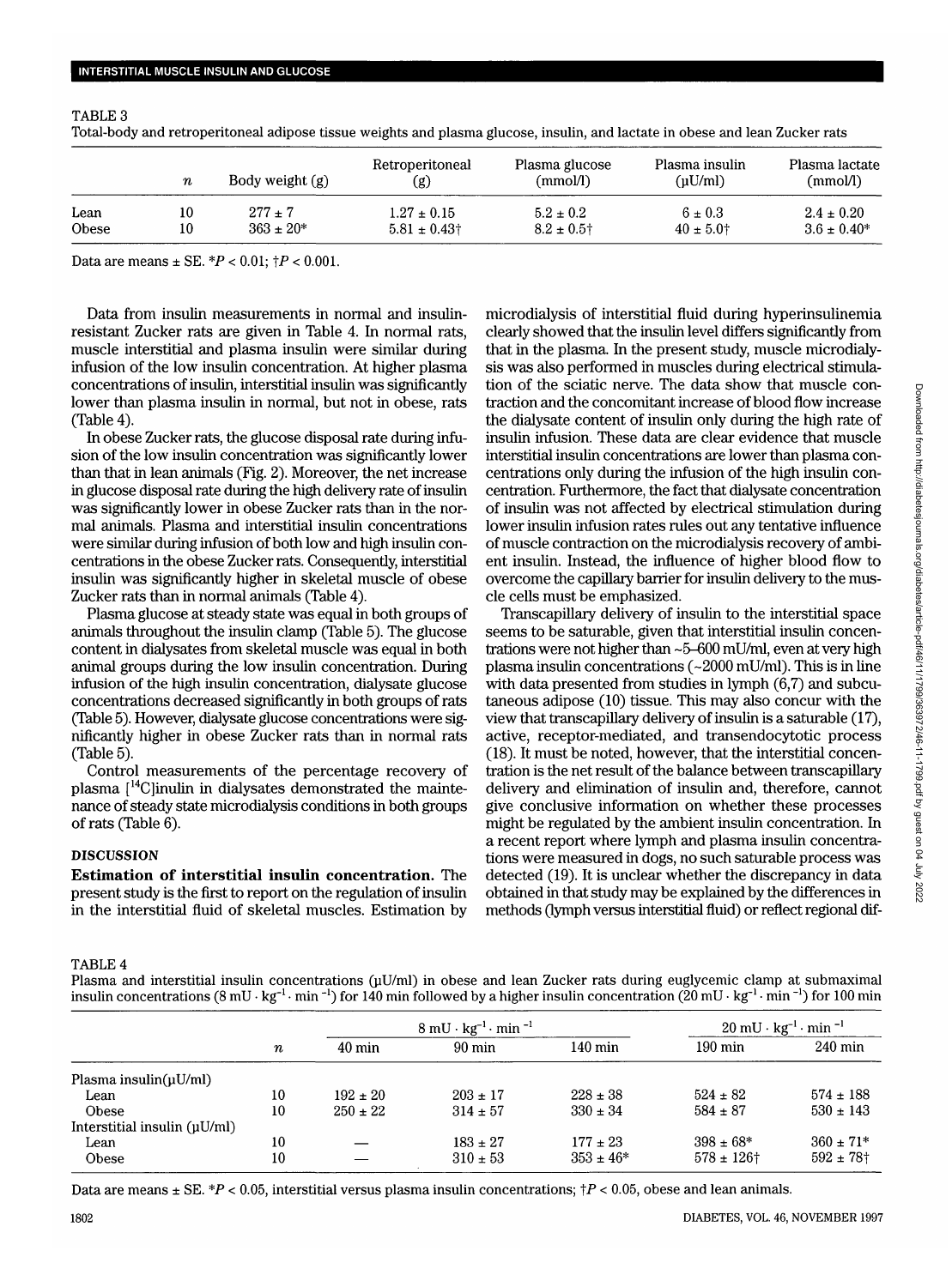TABLE 3

Total-body and retroperitoneal adipose tissue weights and plasma glucose, insulin, and lactate in obese and lean Zucker rats

| | $n$ | Body weight (g) | Retroperitoneal (g) | Plasma glucose (mmol/l) | Plasma insulin (μU/ml) | Plasma lactate (mmol/l) |
|---|---|---|---|---|---|---|
| Lean | 10 | 277 ± 7 | 1.27 ± 0.15 | 5.2 ± 0.2 | 6 ± 0.3 | 2.4 ± 0.20 |
| Obese | 10 | 363 ± 20* | 5.81 ± 0.43† | 8.2 ± 0.5† | 40 ± 5.0† | 3.6 ± 0.40* |

Data are means ± SE. *$P < 0.01$; †$P < 0.001$.

Data from insulin measurements in normal and insulin-resistant Zucker rats are given in Table 4. In normal rats, muscle interstitial and plasma insulin were similar during infusion of the low insulin concentration. At higher plasma concentrations of insulin, interstitial insulin was significantly lower than plasma insulin in normal, but not in obese, rats (Table 4).

In obese Zucker rats, the glucose disposal rate during infusion of the low insulin concentration was significantly lower than that in lean animals (Fig. 2). Moreover, the net increase in glucose disposal rate during the high delivery rate of insulin was significantly lower in obese Zucker rats than in the normal animals. Plasma and interstitial insulin concentrations were similar during infusion of both low and high insulin concentrations in the obese Zucker rats. Consequently, interstitial insulin was significantly higher in skeletal muscle of obese Zucker rats than in normal animals (Table 4).

Plasma glucose at steady state was equal in both groups of animals throughout the insulin clamp (Table 5). The glucose content in dialysates from skeletal muscle was equal in both animal groups during the low insulin concentration. During infusion of the high insulin concentration, dialysate glucose concentrations decreased significantly in both groups of rats (Table 5). However, dialysate glucose concentrations were significantly higher in obese Zucker rats than in normal rats (Table 5).

Control measurements of the percentage recovery of plasma [$^{14}$C]inulin in dialysates demonstrated the maintenance of steady state microdialysis conditions in both groups of rats (Table 6).

## DISCUSSION

**Estimation of interstitial insulin concentration.** The present study is the first to report on the regulation of insulin in the interstitial fluid of skeletal muscles. Estimation by microdialysis of interstitial fluid during hyperinsulinemia clearly showed that the insulin level differs significantly from that in the plasma. In the present study, muscle microdialysis was also performed in muscles during electrical stimulation of the sciatic nerve. The data show that muscle contraction and the concomitant increase of blood flow increase the dialysate content of insulin only during the high rate of insulin infusion. These data are clear evidence that muscle interstitial insulin concentrations are lower than plasma concentrations only during the infusion of the high insulin concentration. Furthermore, the fact that dialysate concentration of insulin was not affected by electrical stimulation during lower insulin infusion rates rules out any tentative influence of muscle contraction on the microdialysis recovery of ambient insulin. Instead, the influence of higher blood flow to overcome the capillary barrier for insulin delivery to the muscle cells must be emphasized.

Transcapillary delivery of insulin to the interstitial space seems to be saturable, given that interstitial insulin concentrations were not higher than ~5–600 mU/ml, even at very high plasma insulin concentrations (~2000 mU/ml). This is in line with data presented from studies in lymph (6,7) and subcutaneous adipose (10) tissue. This may also concur with the view that transcapillary delivery of insulin is a saturable (17), active, receptor-mediated, and transendocytotic process (18). It must be noted, however, that the interstitial concentration is the net result of the balance between transcapillary delivery and elimination of insulin and, therefore, cannot give conclusive information on whether these processes might be regulated by the ambient insulin concentration. In a recent report where lymph and plasma insulin concentrations were measured in dogs, no such saturable process was detected (19). It is unclear whether the discrepancy in data obtained in that study may be explained by the differences in methods (lymph versus interstitial fluid) or reflect regional dif-

TABLE 4

Plasma and interstitial insulin concentrations (μU/ml) in obese and lean Zucker rats during euglycemic clamp at submaximal insulin concentrations (8 mU · kg$^{-1}$ · min$^{-1}$) for 140 min followed by a higher insulin concentration (20 mU · kg$^{-1}$ · min$^{-1}$) for 100 min

| | $n$ | 8 mU · kg$^{-1}$ · min$^{-1}$ | | | 20 mU · kg$^{-1}$ · min$^{-1}$ | |
|---|---|---|---|---|---|---|
| | | 40 min | 90 min | 140 min | 190 min | 240 min |
| Plasma insulin(μU/ml) | | | | | | |
| Lean | 10 | 192 ± 20 | 203 ± 17 | 228 ± 38 | 524 ± 82 | 574 ± 188 |
| Obese | 10 | 250 ± 22 | 314 ± 57 | 330 ± 34 | 584 ± 87 | 530 ± 143 |
| Interstitial insulin (μU/ml) | | | | | | |
| Lean | 10 | — | 183 ± 27 | 177 ± 23 | 398 ± 68* | 360 ± 71* |
| Obese | 10 | — | 310 ± 53 | 353 ± 46* | 578 ± 126† | 592 ± 78† |

Data are means ± SE. *$P < 0.05$, interstitial versus plasma insulin concentrations; †$P < 0.05$, obese and lean animals.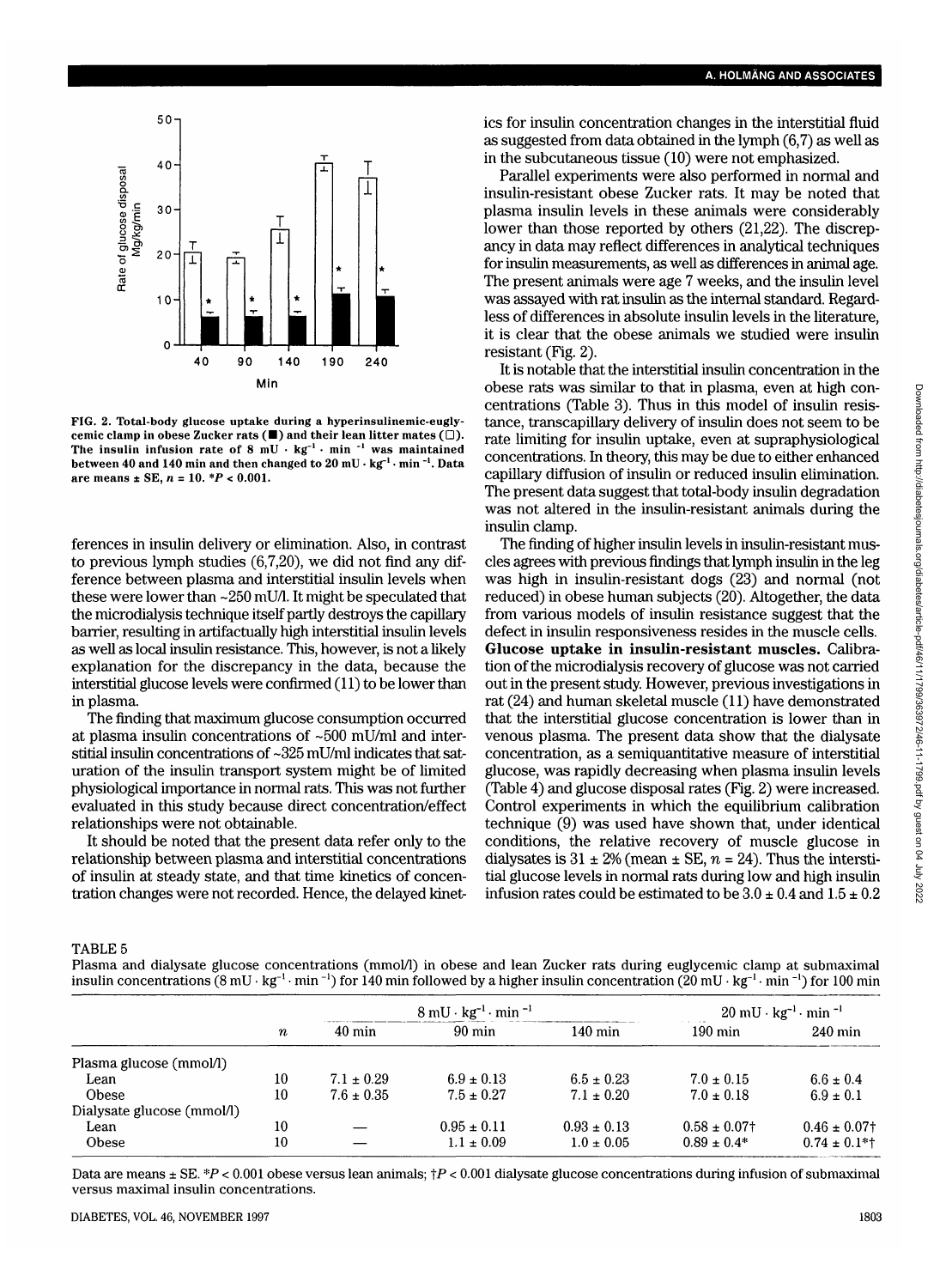FIG. 2. Total-body glucose uptake during a hyperinsulinemic-euglycemic clamp in obese Zucker rats (■) and their lean litter mates (□). The insulin infusion rate of 8 mU · kg$^{-1}$ · min$^{-1}$ was maintained between 40 and 140 min and then changed to 20 mU · kg$^{-1}$ · min$^{-1}$. Data are means ± SE, $n = 10$. \*$P < 0.001$.

ferences in insulin delivery or elimination. Also, in contrast to previous lymph studies (6,7,20), we did not find any difference between plasma and interstitial insulin levels when these were lower than ~250 mU/l. It might be speculated that the microdialysis technique itself partly destroys the capillary barrier, resulting in artifactually high interstitial insulin levels as well as local insulin resistance. This, however, is not a likely explanation for the discrepancy in the data, because the interstitial glucose levels were confirmed (11) to be lower than in plasma.

The finding that maximum glucose consumption occurred at plasma insulin concentrations of ~500 mU/ml and interstitial insulin concentrations of ~325 mU/ml indicates that saturation of the insulin transport system might be of limited physiological importance in normal rats. This was not further evaluated in this study because direct concentration/effect relationships were not obtainable.

It should be noted that the present data refer only to the relationship between plasma and interstitial concentrations of insulin at steady state, and that time kinetics of concentration changes were not recorded. Hence, the delayed kinetics for insulin concentration changes in the interstitial fluid as suggested from data obtained in the lymph (6,7) as well as in the subcutaneous tissue (10) were not emphasized.

Parallel experiments were also performed in normal and insulin-resistant obese Zucker rats. It may be noted that plasma insulin levels in these animals were considerably lower than those reported by others (21,22). The discrepancy in data may reflect differences in analytical techniques for insulin measurements, as well as differences in animal age. The present animals were age 7 weeks, and the insulin level was assayed with rat insulin as the internal standard. Regardless of differences in absolute insulin levels in the literature, it is clear that the obese animals we studied were insulin resistant (Fig. 2).

It is notable that the interstitial insulin concentration in the obese rats was similar to that in plasma, even at high concentrations (Table 3). Thus in this model of insulin resistance, transcapillary delivery of insulin does not seem to be rate limiting for insulin uptake, even at supraphysiological concentrations. In theory, this may be due to either enhanced capillary diffusion of insulin or reduced insulin elimination. The present data suggest that total-body insulin degradation was not altered in the insulin-resistant animals during the insulin clamp.

The finding of higher insulin levels in insulin-resistant muscles agrees with previous findings that lymph insulin in the leg was high in insulin-resistant dogs (23) and normal (not reduced) in obese human subjects (20). Altogether, the data from various models of insulin resistance suggest that the defect in insulin responsiveness resides in the muscle cells.

**Glucose uptake in insulin-resistant muscles.** Calibration of the microdialysis recovery of glucose was not carried out in the present study. However, previous investigations in rat (24) and human skeletal muscle (11) have demonstrated that the interstitial glucose concentration is lower than in venous plasma. The present data show that the dialysate concentration, as a semiquantitative measure of interstitial glucose, was rapidly decreasing when plasma insulin levels (Table 4) and glucose disposal rates (Fig. 2) were increased. Control experiments in which the equilibrium calibration technique (9) was used have shown that, under identical conditions, the relative recovery of muscle glucose in dialysates is 31 ± 2% (mean ± SE, $n = 24$). Thus the interstitial glucose levels in normal rats during low and high insulin infusion rates could be estimated to be 3.0 ± 0.4 and 1.5 ± 0.2

TABLE 5

Plasma and dialysate glucose concentrations (mmol/l) in obese and lean Zucker rats during euglycemic clamp at submaximal insulin concentrations (8 mU · kg$^{-1}$ · min$^{-1}$) for 140 min followed by a higher insulin concentration (20 mU · kg$^{-1}$ · min$^{-1}$) for 100 min

| | $n$ | 8 mU · kg$^{-1}$ · min$^{-1}$ | | | 20 mU · kg$^{-1}$ · min$^{-1}$ | |
|---|---|---|---|---|---|---|
| | | 40 min | 90 min | 140 min | 190 min | 240 min |
| Plasma glucose (mmol/l) | | | | | | |
| Lean | 10 | 7.1 ± 0.29 | 6.9 ± 0.13 | 6.5 ± 0.23 | 7.0 ± 0.15 | 6.6 ± 0.4 |
| Obese | 10 | 7.6 ± 0.35 | 7.5 ± 0.27 | 7.1 ± 0.20 | 7.0 ± 0.18 | 6.9 ± 0.1 |
| Dialysate glucose (mmol/l) | | | | | | |
| Lean | 10 | — | 0.95 ± 0.11 | 0.93 ± 0.13 | 0.58 ± 0.07† | 0.46 ± 0.07† |
| Obese | 10 | — | 1.1 ± 0.09 | 1.0 ± 0.05 | 0.89 ± 0.4\* | 0.74 ± 0.1\*† |

Data are means ± SE. \*$P < 0.001$ obese versus lean animals; †$P < 0.001$ dialysate glucose concentrations during infusion of submaximal versus maximal insulin concentrations.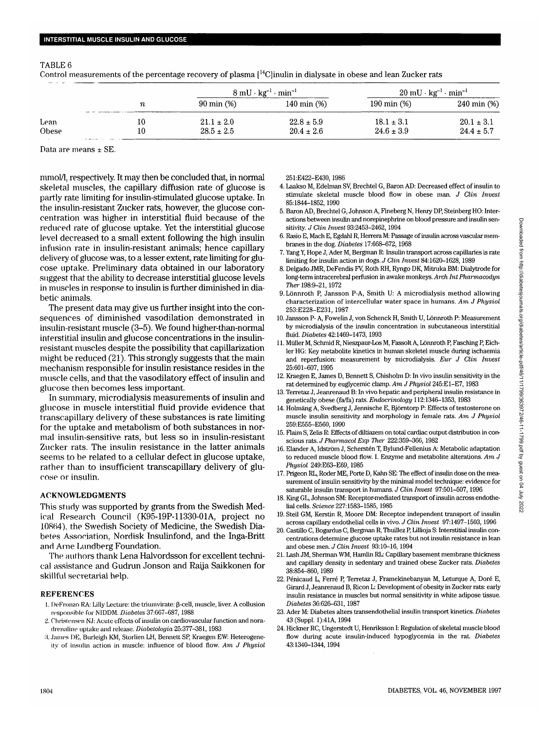TABLE 6

Control measurements of the percentage recovery of plasma [$^{14}$C]inulin in dialysate in obese and lean Zucker rats

| | $n$ | $8\ \text{mU} \cdot \text{kg}^{-1} \cdot \text{min}^{-1}$ | | $20\ \text{mU} \cdot \text{kg}^{-1} \cdot \text{min}^{-1}$ | |
|---|---|---|---|---|---|
| | | 90 min (%) | 140 min (%) | 190 min (%) | 240 min (%) |
| Lean | 10 | 21.1 ± 2.0 | 22.8 ± 5.9 | 18.1 ± 3.1 | 20.1 ± 3.1 |
| Obese | 10 | 28.5 ± 2.5 | 20.4 ± 2.6 | 24.6 ± 3.9 | 24.4 ± 5.7 |

Data are means ± SE.

mmol/l, respectively. It may then be concluded that, in normal skeletal muscles, the capillary diffusion rate of glucose is partly rate limiting for insulin-stimulated glucose uptake. In the insulin-resistant Zucker rats, however, the glucose concentration was higher in interstitial fluid because of the reduced rate of glucose uptake. Yet the interstitial glucose level decreased to a small extent following the high insulin infusion rate in insulin-resistant animals; hence capillary delivery of glucose was, to a lesser extent, rate limiting for glucose uptake. Preliminary data obtained in our laboratory suggest that the ability to decrease interstitial glucose levels in muscles in response to insulin is further diminished in diabetic animals.

The present data may give us further insight into the consequences of diminished vasodilation demonstrated in insulin-resistant muscle (3–5). We found higher-than-normal interstitial insulin and glucose concentrations in the insulin-resistant muscles despite the possibility that capillarization might be reduced (21). This strongly suggests that the main mechanism responsible for insulin resistance resides in the muscle cells, and that the vasodilatory effect of insulin and glucose then becomes less important.

In summary, microdialysis measurements of insulin and glucose in muscle interstitial fluid provide evidence that transcapillary delivery of these substances is rate limiting for the uptake and metabolism of both substances in normal insulin-sensitive rats, but less so in insulin-resistant Zucker rats. The insulin resistance in the latter animals seems to be related to a cellular defect in glucose uptake, rather than to insufficient transcapillary delivery of glucose or insulin.

## ACKNOWLEDGMENTS

This study was supported by grants from the Swedish Medical Research Council (K95-19P-11330-01A, project no 10864), the Swedish Society of Medicine, the Swedish Diabetes Association, Nordisk Insulinfond, and the Inga-Britt and Arne Lundberg Foundation.

The authors thank Lena Halvordsson for excellent technical assistance and Gudrun Jonson and Raija Saikkonen for skillful secretarial help.

## REFERENCES

1. DeFronzo RA: Lilly Lecture: the triumvirate: β-cell, muscle, liver. A collusion responsible for NIDDM. *Diabetes* 37:667–687, 1988
2. Christensen NJ: Acute effects of insulin on cardiovascular function and noradrenaline uptake and release. *Diabetologia* 25:377–381, 1983
3. James DE, Burleigh KM, Storlien LH, Bennett SP, Kraegen EW: Heterogeneity of insulin action in muscle: influence of blood flow. *Am J Physiol* 251:E422–E430, 1986
4. Laakso M, Edelman SV, Brechtel G, Baron AD: Decreased effect of insulin to stimulate skeletal muscle blood flow in obese man. *J Clin Invest* 85:1844–1852, 1990
5. Baron AD, Brechtel G, Johnson A, Fineberg N, Henry DP, Steinberg HO: Interactions between insulin and norepinephrine on blood pressure and insulin sensitivity. *J Clin Invest* 93:2453–2462, 1994
6. Rasio E, Mach E, Egdahl R, Herrera M: Passage of insulin across vascular membranes in the dog. *Diabetes* 17:668–672, 1968
7. Yang Y, Hope J, Ader M, Bergman R: Insulin transport across capillaries is rate limiting for insulin action in dogs. *J Clin Invest* 84:1620–1628, 1989
8. Delgado JMR, DeFendis FV, Roth RH, Ryngo DK, Mitruka BM: Dialytrode for long-term intracerebral perfusion in awake monkeys. *Arch Int Pharmacodyn Ther* 198:9–21, 1972
9. Lönnroth P, Jansson P-A, Smith U: A microdialysis method allowing characterization of intercellular water space in humans. *Am J Physiol* 253:E228–E231, 1987
10. Jansson P- A, Fowelin J, von Schenck H, Smith U, Lönnroth P: Measurement by microdialysis of the insulin concentration in subcutaneous interstitial fluid. *Diabetes* 42:1469–1473, 1993
11. Müller M, Schmid R, Nieszpaur-Los M, Fassolt A, Lönnroth P, Fasching P, Eichler HG: Key metabolite kinetics in human skeletal muscle during ischaemia and reperfusion: measurement by microdialysis. *Eur J Clin Invest* 25:601–607, 1995
12. Kraegen E, James D, Bennett S, Chisholm D: In vivo insulin sensitivity in the rat determined by euglycemic clamp. *Am J Physiol* 245:E1–E7, 1983
13. Terretaz J, Jeanrenaud B: In vivo hepatic and peripheral insulin resistance in genetically obese (fa/fa) rats. *Endocrinology* 112:1346–1353, 1983
14. Holmäng A, Svedberg J, Jennische E, Björntorp P: Effects of testosterone on muscle insulin sensitivity and morphology in female rats. *Am J Physiol* 259:E555–E560, 1990
15. Flaim S, Zelis R: Effects of diltiazem on total cardiac output distribution in conscious rats. *J Pharmacol Exp Ther* 222:359–366, 1982
16. Elander A, Idström J, Scherstén T, Bylund-Fellenius A: Metabolic adaptation to reduced muscle blood flow. I. Enzyme and metabolite alterations. *Am J Physiol* 249:E63–E69, 1985
17. Prigeon RL, Roder ME, Porte D, Kahn SE: The effect of insulin dose on the measurement of insulin sensitivity by the minimal model technique: evidence for saturable insulin transport in humans. *J Clin Invest* 97:501–507, 1996
18. King GL, Johnson SM: Receptor-mediated transport of insulin across endothelial cells. *Science* 227:1583–1585, 1985
19. Steil GM, Kerstin R, Moore DM: Receptor independent transport of insulin across capillary endothelial cells in vivo. *J Clin Invest* 97:1497–1503, 1996
20. Castillo C, Bogardus C, Bergman R, Thuillez P, Lillioja S: Interstitial insulin concentrations determine glucose uptake rates but not insulin resistance in lean and obese men. *J Clin Invest* 93:10–16, 1994
21. Lash JM, Sherman WM, Hamlin RL: Capillary basement membrane thickness and capillary density in sedentary and trained obese Zucker rats. *Diabetes* 38:854–860, 1989
22. Pénicaud L, Ferré P, Terretaz J, Framekinebanyan M, Leturque A, Doré E, Girard J, Jeanrenaud B, Ricon L: Development of obesity in Zucker rats: early insulin resistance in muscles but normal sensitivity in white adipose tissue. *Diabetes* 36:626–631, 1987
23. Ader M: Diabetes alters transendothelial insulin transport kinetics. *Diabetes* 43 (Suppl. 1):41A, 1994
24. Hickner RC, Ungerstedt U, Henriksson I: Regulation of skeletal muscle blood flow during acute insulin-induced hypoglycemia in the rat. *Diabetes* 43:1340–1344, 1994